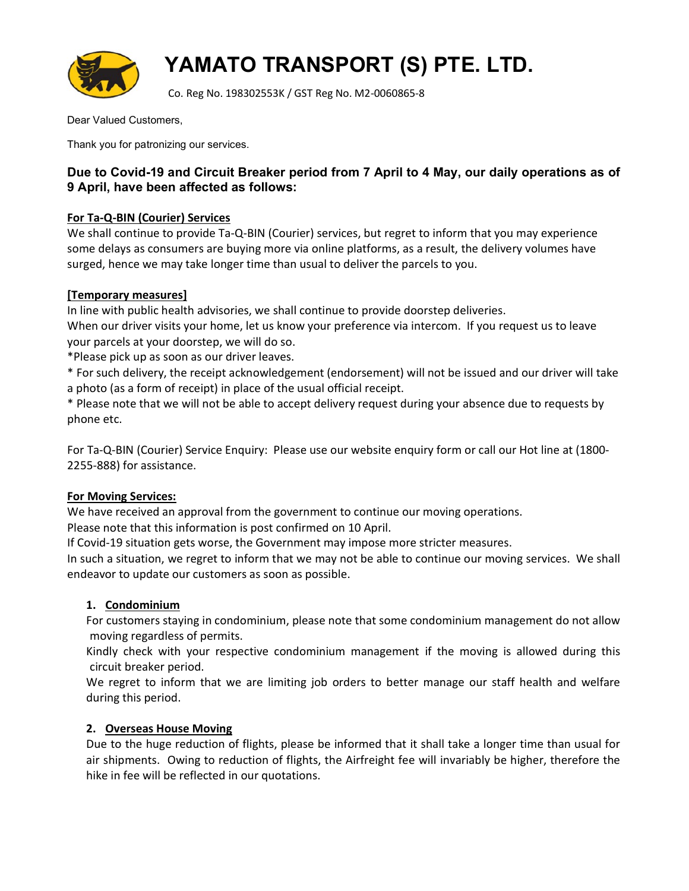# YAMATO TRANSPORT (S) PTE. LTD.

Co. Reg No. 198302553K / GST Reg No. M2-0060865-8

Dear Valued Customers,

Thank you for patronizing our services.

### Due to Covid-19 and Circuit Breaker period from 7 April to 4 May, our daily operations as of 9 April, have been affected as follows:

**For Ta-Q-BIN (Courier) Services**

We shall continue to provide Ta-Q-BIN (Courier) services, but regret to inform that you may experience some delays as consumers are buying more via online platforms, as a result, the delivery volumes have surged, hence we may take longer time than usual to deliver the parcels to you.

**[Temporary measures]**

In line with public health advisories, we shall continue to provide doorstep deliveries.

When our driver visits your home, let us know your preference via intercom. If you request us to leave your parcels at your doorstep, we will do so.

*Please pick up as soon as our driver leaves.

* For such delivery, the receipt acknowledgement (endorsement) will not be issued and our driver will take a photo (as a form of receipt) in place of the usual official receipt.

* Please note that we will not be able to accept delivery request during your absence due to requests by phone etc.

For Ta-Q-BIN (Courier) Service Enquiry: Please use our website enquiry form or call our Hot line at (1800-2255-888) for assistance.

**For Moving Services:**

We have received an approval from the government to continue our moving operations.

Please note that this information is post confirmed on 10 April.

If Covid-19 situation gets worse, the Government may impose more stricter measures.

In such a situation, we regret to inform that we may not be able to continue our moving services. We shall endeavor to update our customers as soon as possible.

1. **Condominium**

   For customers staying in condominium, please note that some condominium management do not allow moving regardless of permits.

   Kindly check with your respective condominium management if the moving is allowed during this circuit breaker period.

   We regret to inform that we are limiting job orders to better manage our staff health and welfare during this period.

2. **Overseas House Moving**

   Due to the huge reduction of flights, please be informed that it shall take a longer time than usual for air shipments. Owing to reduction of flights, the Airfreight fee will invariably be higher, therefore the hike in fee will be reflected in our quotations.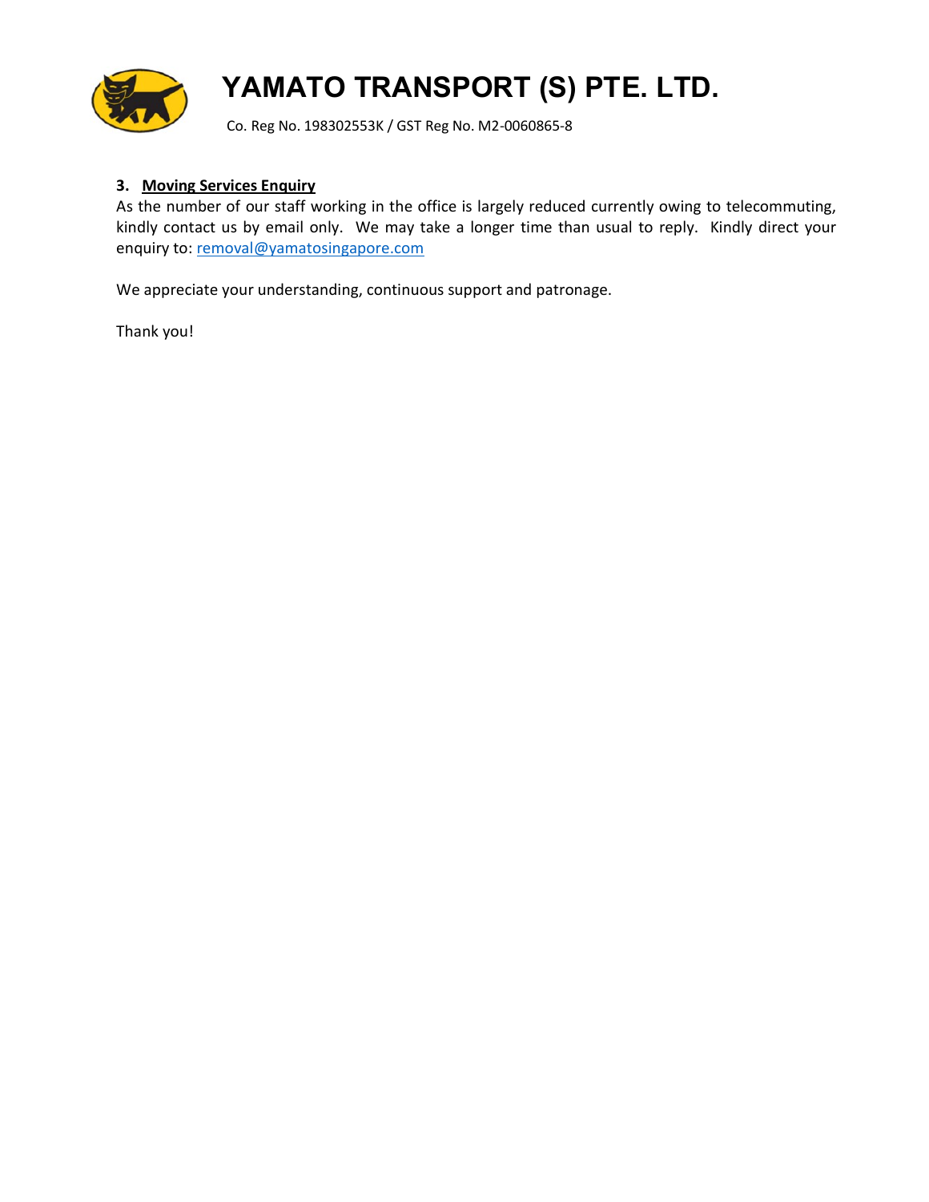# YAMATO TRANSPORT (S) PTE. LTD.

Co. Reg No. 198302553K / GST Reg No. M2-0060865-8

**3. Moving Services Enquiry**

As the number of our staff working in the office is largely reduced currently owing to telecommuting, kindly contact us by email only. We may take a longer time than usual to reply. Kindly direct your enquiry to: removal@yamatosingapore.com

We appreciate your understanding, continuous support and patronage.

Thank you!